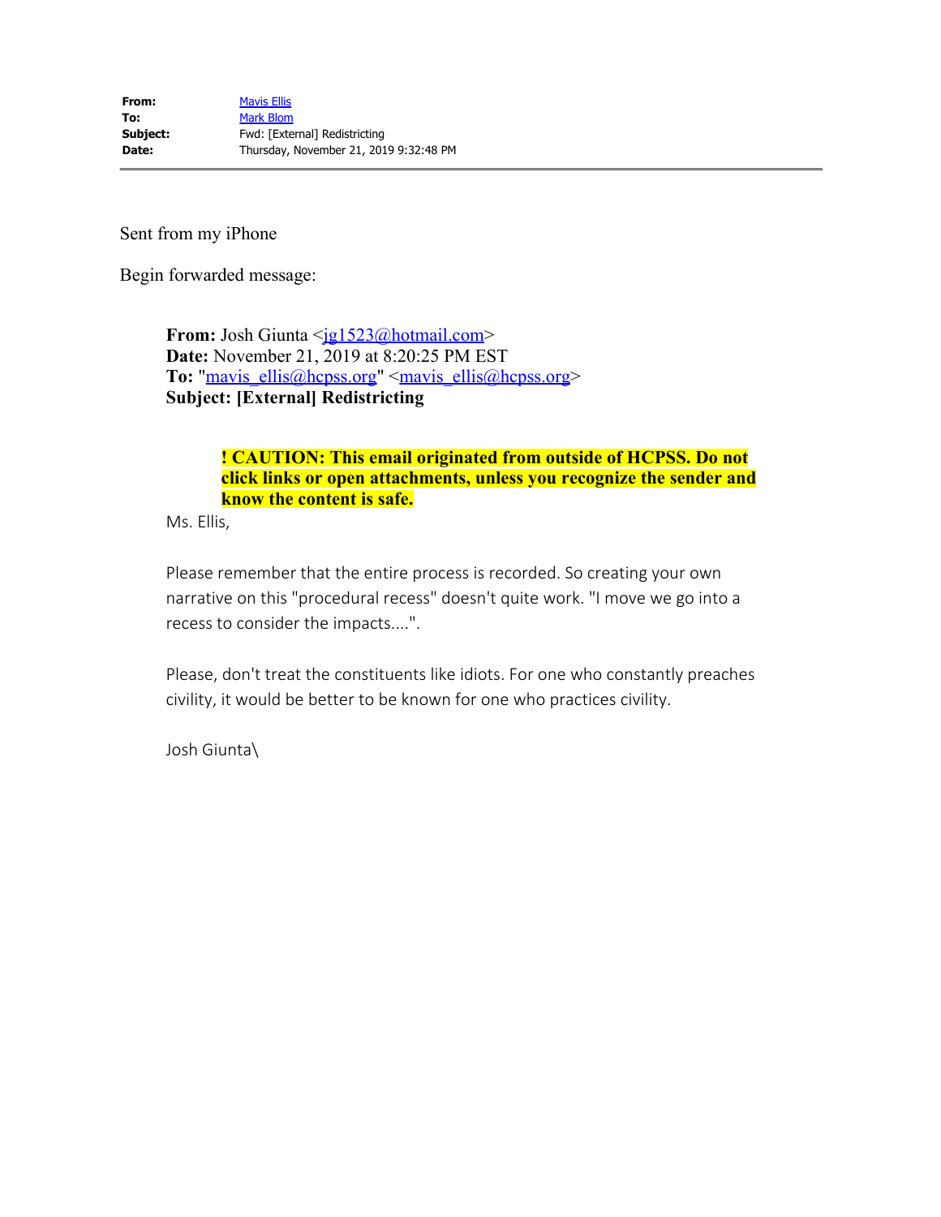**From:** Mavis Ellis
**To:** Mark Blom
**Subject:** Fwd: [External] Redistricting
**Date:** Thursday, November 21, 2019 9:32:48 PM

---

Sent from my iPhone

Begin forwarded message:

> **From:** Josh Giunta <jg1523@hotmail.com>
> **Date:** November 21, 2019 at 8:20:25 PM EST
> **To:** "mavis_ellis@hcpss.org" <mavis_ellis@hcpss.org>
> **Subject: [External] Redistricting**
>
> > **! CAUTION: This email originated from outside of HCPSS. Do not click links or open attachments, unless you recognize the sender and know the content is safe.**
>
> Ms. Ellis,
>
> Please remember that the entire process is recorded. So creating your own narrative on this "procedural recess" doesn't quite work. "I move we go into a recess to consider the impacts....".
>
> Please, don't treat the constituents like idiots. For one who constantly preaches civility, it would be better to be known for one who practices civility.
>
> Josh Giunta\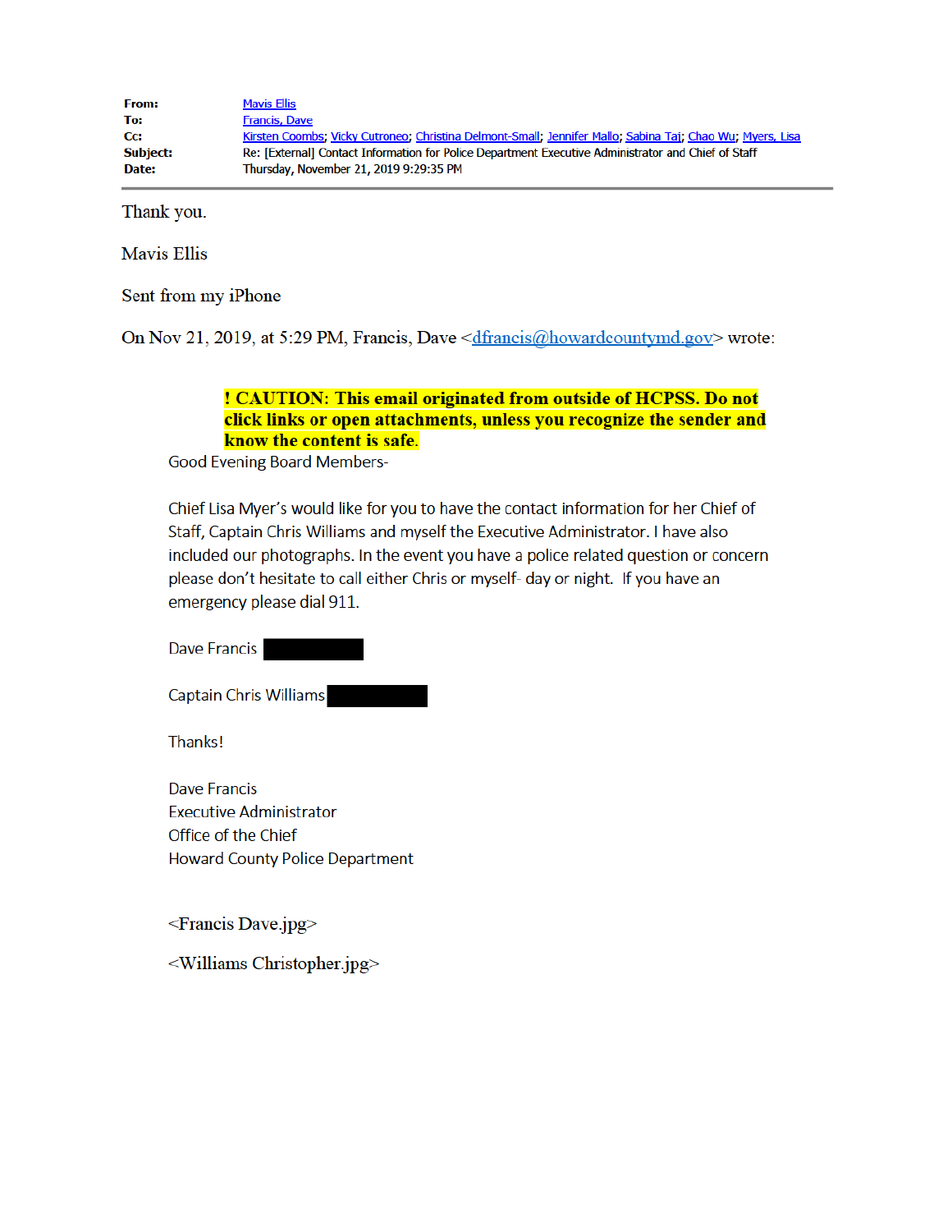**From:** Mavis Ellis
**To:** Francis, Dave
**Cc:** Kirsten Coombs; Vicky Cutroneo; Christina Delmont-Small; Jennifer Mallo; Sabina Taj; Chao Wu; Myers, Lisa
**Subject:** Re: [External] Contact Information for Police Department Executive Administrator and Chief of Staff
**Date:** Thursday, November 21, 2019 9:29:35 PM

---

Thank you.

Mavis Ellis

Sent from my iPhone

On Nov 21, 2019, at 5:29 PM, Francis, Dave <dfrancis@howardcountymd.gov> wrote:

> **! CAUTION: This email originated from outside of HCPSS. Do not click links or open attachments, unless you recognize the sender and know the content is safe.**
>
> Good Evening Board Members-
>
> Chief Lisa Myer's would like for you to have the contact information for her Chief of Staff, Captain Chris Williams and myself the Executive Administrator. I have also included our photographs. In the event you have a police related question or concern please don't hesitate to call either Chris or myself- day or night. If you have an emergency please dial 911.
>
> Dave Francis [REDACTED]
>
> Captain Chris Williams [REDACTED]
>
> Thanks!
>
> Dave Francis
> Executive Administrator
> Office of the Chief
> Howard County Police Department
>
> <Francis Dave.jpg>
>
> <Williams Christopher.jpg>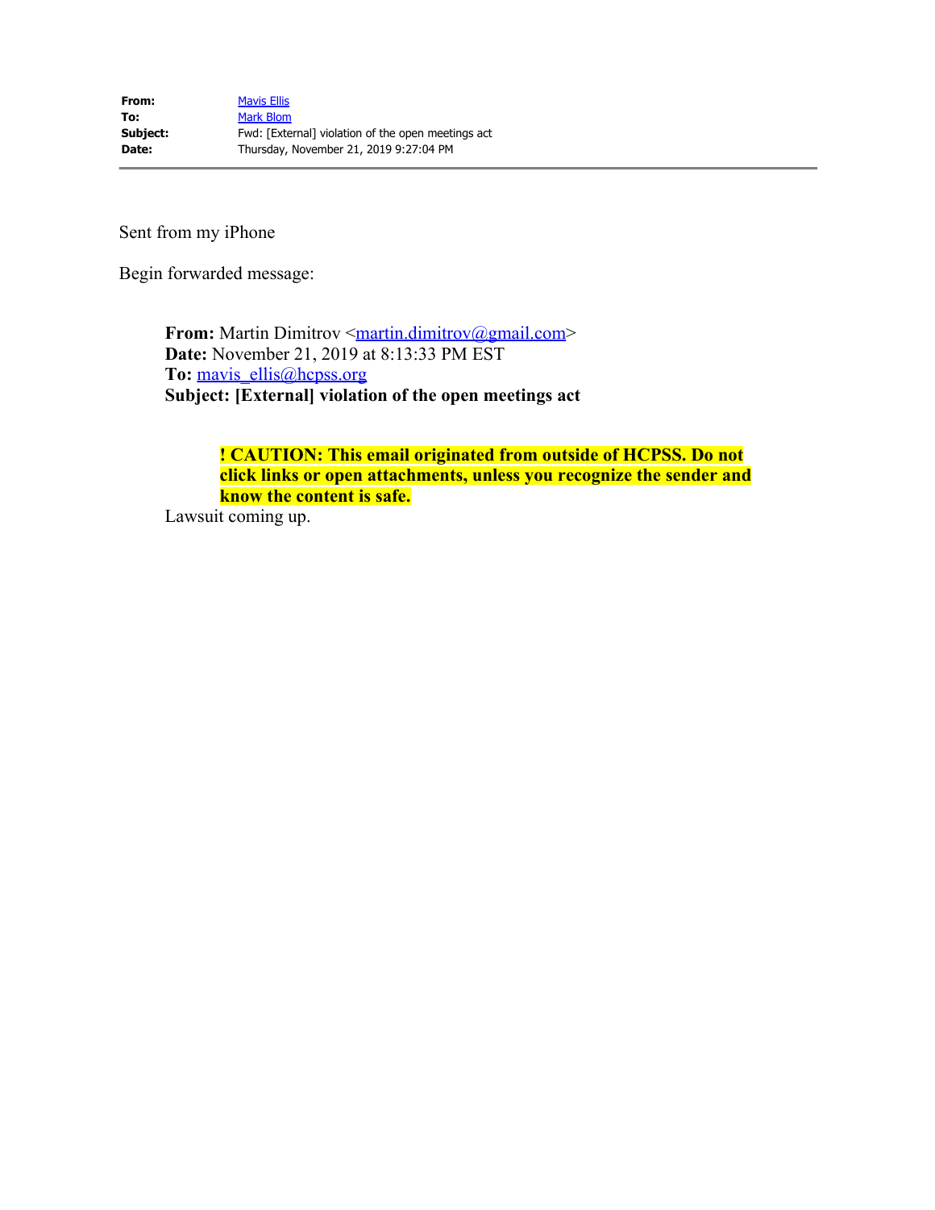| | |
|---|---|
| **From:** | Mavis Ellis |
| **To:** | Mark Blom |
| **Subject:** | Fwd: [External] violation of the open meetings act |
| **Date:** | Thursday, November 21, 2019 9:27:04 PM |

---

Sent from my iPhone

Begin forwarded message:

> **From:** Martin Dimitrov <martin.dimitrov@gmail.com>
> **Date:** November 21, 2019 at 8:13:33 PM EST
> **To:** mavis_ellis@hcpss.org
> **Subject: [External] violation of the open meetings act**
>
> > **! CAUTION: This email originated from outside of HCPSS. Do not click links or open attachments, unless you recognize the sender and know the content is safe.**
>
> Lawsuit coming up.